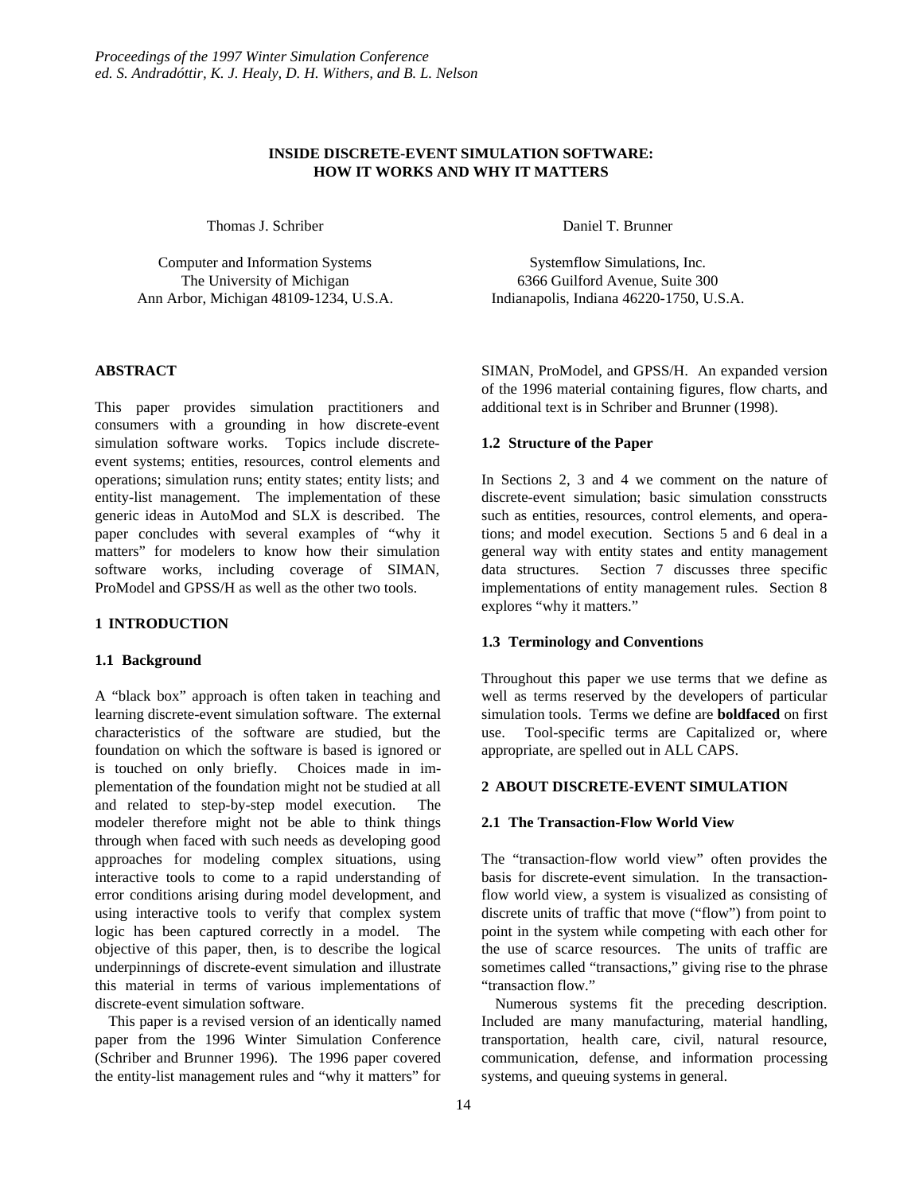*Proceedings of the 1997 Winter Simulation Conference*
*ed. S. Andradóttir, K. J. Healy, D. H. Withers, and B. L. Nelson*

# INSIDE DISCRETE-EVENT SIMULATION SOFTWARE: HOW IT WORKS AND WHY IT MATTERS

Thomas J. Schriber

Computer and Information Systems
The University of Michigan
Ann Arbor, Michigan 48109-1234, U.S.A.

Daniel T. Brunner

Systemflow Simulations, Inc.
6366 Guilford Avenue, Suite 300
Indianapolis, Indiana 46220-1750, U.S.A.

## ABSTRACT

This paper provides simulation practitioners and consumers with a grounding in how discrete-event simulation software works. Topics include discrete-event systems; entities, resources, control elements and operations; simulation runs; entity states; entity lists; and entity-list management. The implementation of these generic ideas in AutoMod and SLX is described. The paper concludes with several examples of "why it matters" for modelers to know how their simulation software works, including coverage of SIMAN, ProModel and GPSS/H as well as the other two tools.

## 1 INTRODUCTION

### 1.1 Background

A "black box" approach is often taken in teaching and learning discrete-event simulation software. The external characteristics of the software are studied, but the foundation on which the software is based is ignored or is touched on only briefly. Choices made in implementation of the foundation might not be studied at all and related to step-by-step model execution. The modeler therefore might not be able to think things through when faced with such needs as developing good approaches for modeling complex situations, using interactive tools to come to a rapid understanding of error conditions arising during model development, and using interactive tools to verify that complex system logic has been captured correctly in a model. The objective of this paper, then, is to describe the logical underpinnings of discrete-event simulation and illustrate this material in terms of various implementations of discrete-event simulation software.

This paper is a revised version of an identically named paper from the 1996 Winter Simulation Conference (Schriber and Brunner 1996). The 1996 paper covered the entity-list management rules and "why it matters" for SIMAN, ProModel, and GPSS/H. An expanded version of the 1996 material containing figures, flow charts, and additional text is in Schriber and Brunner (1998).

### 1.2 Structure of the Paper

In Sections 2, 3 and 4 we comment on the nature of discrete-event simulation; basic simulation consstructs such as entities, resources, control elements, and operations; and model execution. Sections 5 and 6 deal in a general way with entity states and entity management data structures. Section 7 discusses three specific implementations of entity management rules. Section 8 explores "why it matters."

### 1.3 Terminology and Conventions

Throughout this paper we use terms that we define as well as terms reserved by the developers of particular simulation tools. Terms we define are **boldfaced** on first use. Tool-specific terms are Capitalized or, where appropriate, are spelled out in ALL CAPS.

## 2 ABOUT DISCRETE-EVENT SIMULATION

### 2.1 The Transaction-Flow World View

The "transaction-flow world view" often provides the basis for discrete-event simulation. In the transaction-flow world view, a system is visualized as consisting of discrete units of traffic that move ("flow") from point to point in the system while competing with each other for the use of scarce resources. The units of traffic are sometimes called "transactions," giving rise to the phrase "transaction flow."

Numerous systems fit the preceding description. Included are many manufacturing, material handling, transportation, health care, civil, natural resource, communication, defense, and information processing systems, and queuing systems in general.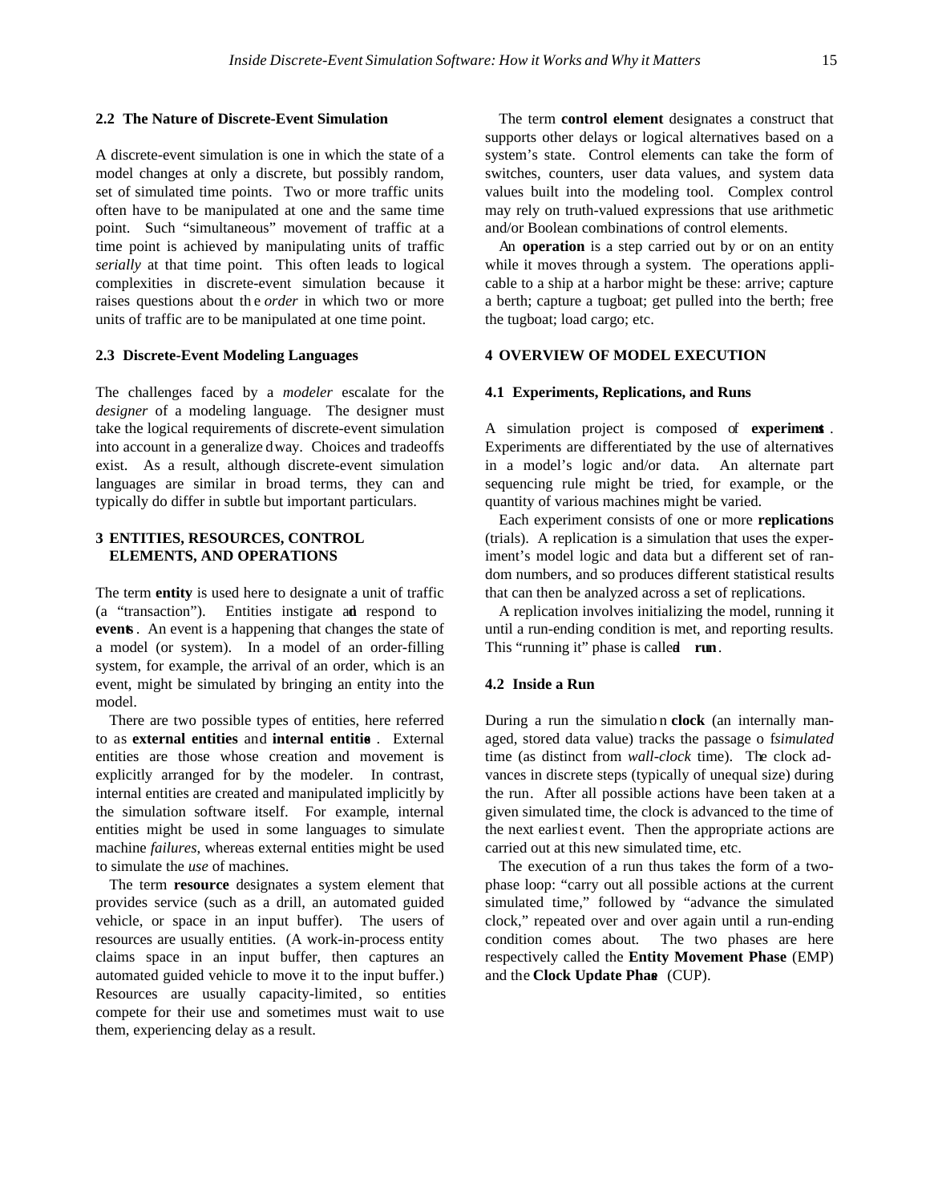### 2.2 The Nature of Discrete-Event Simulation

A discrete-event simulation is one in which the state of a model changes at only a discrete, but possibly random, set of simulated time points. Two or more traffic units often have to be manipulated at one and the same time point. Such "simultaneous" movement of traffic at a time point is achieved by manipulating units of traffic *serially* at that time point. This often leads to logical complexities in discrete-event simulation because it raises questions about the *order* in which two or more units of traffic are to be manipulated at one time point.

### 2.3 Discrete-Event Modeling Languages

The challenges faced by a *modeler* escalate for the *designer* of a modeling language. The designer must take the logical requirements of discrete-event simulation into account in a generalized way. Choices and tradeoffs exist. As a result, although discrete-event simulation languages are similar in broad terms, they can and typically do differ in subtle but important particulars.

## 3 ENTITIES, RESOURCES, CONTROL ELEMENTS, AND OPERATIONS

The term **entity** is used here to designate a unit of traffic (a "transaction"). Entities instigate and respond to **events**. An event is a happening that changes the state of a model (or system). In a model of an order-filling system, for example, the arrival of an order, which is an event, might be simulated by bringing an entity into the model.

There are two possible types of entities, here referred to as **external entities** and **internal entities**. External entities are those whose creation and movement is explicitly arranged for by the modeler. In contrast, internal entities are created and manipulated implicitly by the simulation software itself. For example, internal entities might be used in some languages to simulate machine *failures*, whereas external entities might be used to simulate the *use* of machines.

The term **resource** designates a system element that provides service (such as a drill, an automated guided vehicle, or space in an input buffer). The users of resources are usually entities. (A work-in-process entity claims space in an input buffer, then captures an automated guided vehicle to move it to the input buffer.) Resources are usually capacity-limited, so entities compete for their use and sometimes must wait to use them, experiencing delay as a result.

The term **control element** designates a construct that supports other delays or logical alternatives based on a system's state. Control elements can take the form of switches, counters, user data values, and system data values built into the modeling tool. Complex control may rely on truth-valued expressions that use arithmetic and/or Boolean combinations of control elements.

An **operation** is a step carried out by or on an entity while it moves through a system. The operations applicable to a ship at a harbor might be these: arrive; capture a berth; capture a tugboat; get pulled into the berth; free the tugboat; load cargo; etc.

## 4 OVERVIEW OF MODEL EXECUTION

### 4.1 Experiments, Replications, and Runs

A simulation project is composed of **experiments**. Experiments are differentiated by the use of alternatives in a model's logic and/or data. An alternate part sequencing rule might be tried, for example, or the quantity of various machines might be varied.

Each experiment consists of one or more **replications** (trials). A replication is a simulation that uses the experiment's model logic and data but a different set of random numbers, and so produces different statistical results that can then be analyzed across a set of replications.

A replication involves initializing the model, running it until a run-ending condition is met, and reporting results. This "running it" phase is called a **run**.

### 4.2 Inside a Run

During a run the simulation **clock** (an internally managed, stored data value) tracks the passage of *simulated* time (as distinct from *wall-clock* time). The clock advances in discrete steps (typically of unequal size) during the run. After all possible actions have been taken at a given simulated time, the clock is advanced to the time of the next earliest event. Then the appropriate actions are carried out at this new simulated time, etc.

The execution of a run thus takes the form of a two-phase loop: "carry out all possible actions at the current simulated time," followed by "advance the simulated clock," repeated over and over again until a run-ending condition comes about. The two phases are here respectively called the **Entity Movement Phase** (EMP) and the **Clock Update Phase** (CUP).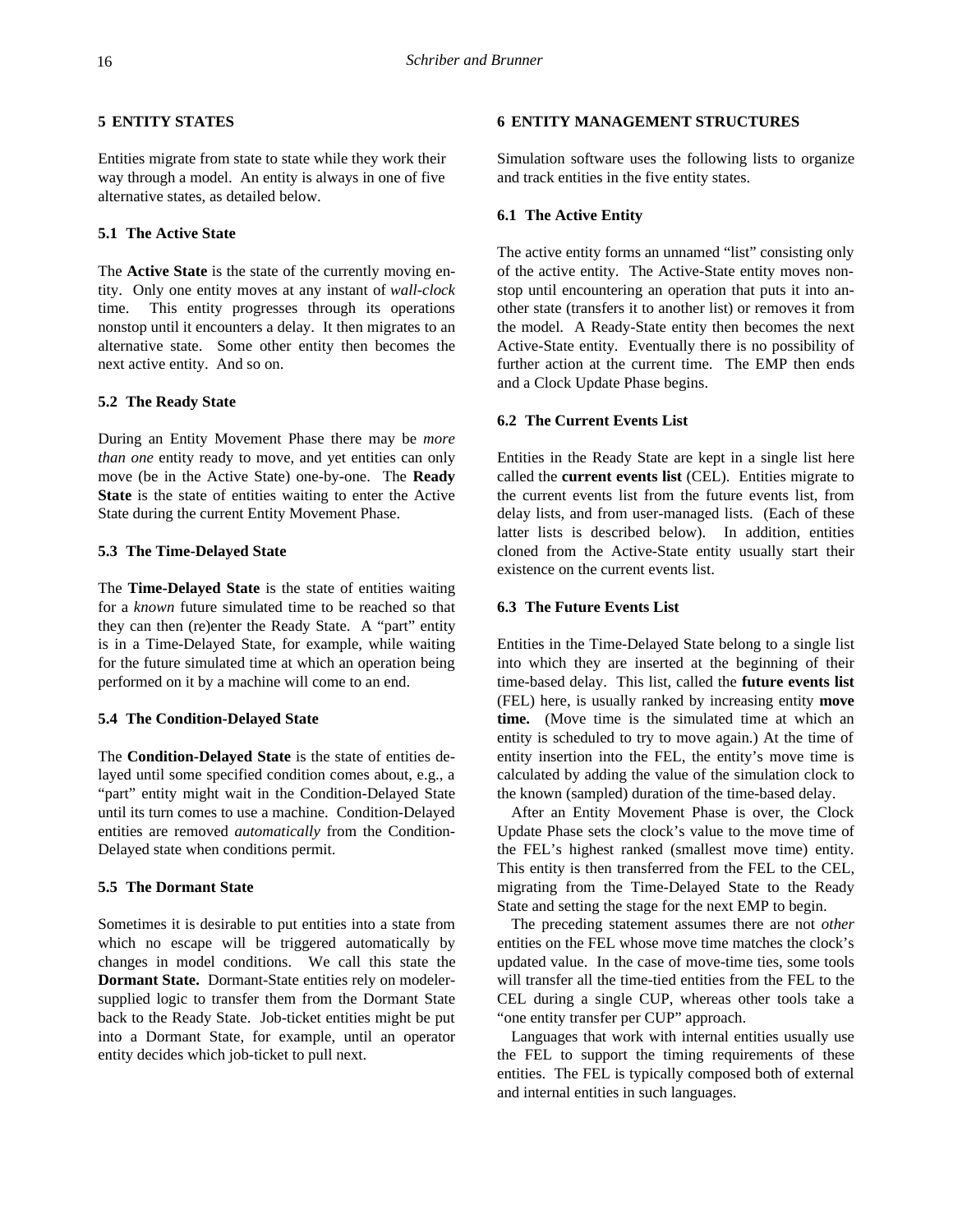## 5 ENTITY STATES

Entities migrate from state to state while they work their way through a model. An entity is always in one of five alternative states, as detailed below.

### 5.1 The Active State

The **Active State** is the state of the currently moving entity. Only one entity moves at any instant of *wall-clock* time. This entity progresses through its operations nonstop until it encounters a delay. It then migrates to an alternative state. Some other entity then becomes the next active entity. And so on.

### 5.2 The Ready State

During an Entity Movement Phase there may be *more than one* entity ready to move, and yet entities can only move (be in the Active State) one-by-one. The **Ready State** is the state of entities waiting to enter the Active State during the current Entity Movement Phase.

### 5.3 The Time-Delayed State

The **Time-Delayed State** is the state of entities waiting for a *known* future simulated time to be reached so that they can then (re)enter the Ready State. A "part" entity is in a Time-Delayed State, for example, while waiting for the future simulated time at which an operation being performed on it by a machine will come to an end.

### 5.4 The Condition-Delayed State

The **Condition-Delayed State** is the state of entities delayed until some specified condition comes about, e.g., a "part" entity might wait in the Condition-Delayed State until its turn comes to use a machine. Condition-Delayed entities are removed *automatically* from the Condition-Delayed state when conditions permit.

### 5.5 The Dormant State

Sometimes it is desirable to put entities into a state from which no escape will be triggered automatically by changes in model conditions. We call this state the **Dormant State.** Dormant-State entities rely on modeler-supplied logic to transfer them from the Dormant State back to the Ready State. Job-ticket entities might be put into a Dormant State, for example, until an operator entity decides which job-ticket to pull next.

## 6 ENTITY MANAGEMENT STRUCTURES

Simulation software uses the following lists to organize and track entities in the five entity states.

### 6.1 The Active Entity

The active entity forms an unnamed "list" consisting only of the active entity. The Active-State entity moves nonstop until encountering an operation that puts it into another state (transfers it to another list) or removes it from the model. A Ready-State entity then becomes the next Active-State entity. Eventually there is no possibility of further action at the current time. The EMP then ends and a Clock Update Phase begins.

### 6.2 The Current Events List

Entities in the Ready State are kept in a single list here called the **current events list** (CEL). Entities migrate to the current events list from the future events list, from delay lists, and from user-managed lists. (Each of these latter lists is described below). In addition, entities cloned from the Active-State entity usually start their existence on the current events list.

### 6.3 The Future Events List

Entities in the Time-Delayed State belong to a single list into which they are inserted at the beginning of their time-based delay. This list, called the **future events list** (FEL) here, is usually ranked by increasing entity **move time.** (Move time is the simulated time at which an entity is scheduled to try to move again.) At the time of entity insertion into the FEL, the entity's move time is calculated by adding the value of the simulation clock to the known (sampled) duration of the time-based delay.

After an Entity Movement Phase is over, the Clock Update Phase sets the clock's value to the move time of the FEL's highest ranked (smallest move time) entity. This entity is then transferred from the FEL to the CEL, migrating from the Time-Delayed State to the Ready State and setting the stage for the next EMP to begin.

The preceding statement assumes there are not *other* entities on the FEL whose move time matches the clock's updated value. In the case of move-time ties, some tools will transfer all the time-tied entities from the FEL to the CEL during a single CUP, whereas other tools take a "one entity transfer per CUP" approach.

Languages that work with internal entities usually use the FEL to support the timing requirements of these entities. The FEL is typically composed both of external and internal entities in such languages.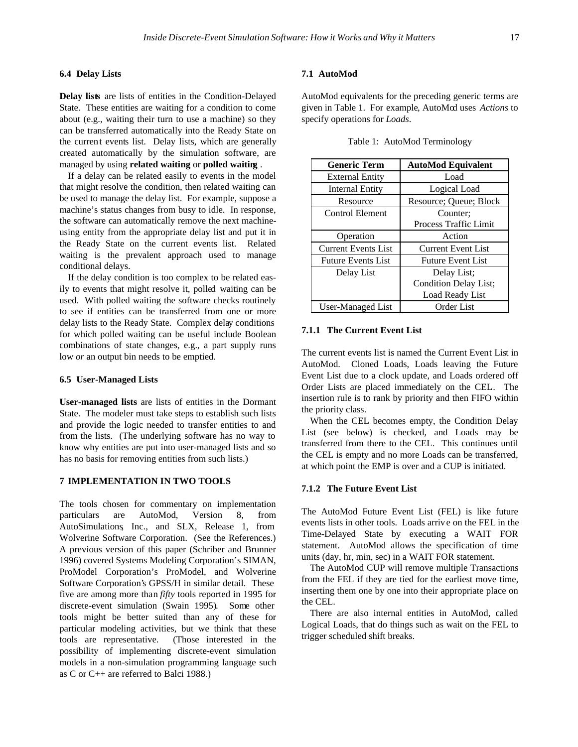### 6.4 Delay Lists

**Delay lists** are lists of entities in the Condition-Delayed State. These entities are waiting for a condition to come about (e.g., waiting their turn to use a machine) so they can be transferred automatically into the Ready State on the current events list. Delay lists, which are generally created automatically by the simulation software, are managed by using **related waiting** or **polled waiting**.

If a delay can be related easily to events in the model that might resolve the condition, then related waiting can be used to manage the delay list. For example, suppose a machine's status changes from busy to idle. In response, the software can automatically remove the next machine-using entity from the appropriate delay list and put it in the Ready State on the current events list. Related waiting is the prevalent approach used to manage conditional delays.

If the delay condition is too complex to be related easily to events that might resolve it, polled waiting can be used. With polled waiting the software checks routinely to see if entities can be transferred from one or more delay lists to the Ready State. Complex delay conditions for which polled waiting can be useful include Boolean combinations of state changes, e.g., a part supply runs low *or* an output bin needs to be emptied.

### 6.5 User-Managed Lists

**User-managed lists** are lists of entities in the Dormant State. The modeler must take steps to establish such lists and provide the logic needed to transfer entities to and from the lists. (The underlying software has no way to know why entities are put into user-managed lists and so has no basis for removing entities from such lists.)

## 7 IMPLEMENTATION IN TWO TOOLS

The tools chosen for commentary on implementation particulars are AutoMod, Version 8, from AutoSimulations, Inc., and SLX, Release 1, from Wolverine Software Corporation. (See the References.) A previous version of this paper (Schriber and Brunner 1996) covered Systems Modeling Corporation's SIMAN, ProModel Corporation's ProModel, and Wolverine Software Corporation's GPSS/H in similar detail. These five are among more than *fifty* tools reported in 1995 for discrete-event simulation (Swain 1995). Some other tools might be better suited than any of these for particular modeling activities, but we think that these tools are representative. (Those interested in the possibility of implementing discrete-event simulation models in a non-simulation programming language such as C or C++ are referred to Balci 1988.)

### 7.1 AutoMod

AutoMod equivalents for the preceding generic terms are given in Table 1. For example, AutoMod uses *Actions* to specify operations for *Loads*.

Table 1: AutoMod Terminology

| Generic Term | AutoMod Equivalent |
|---|---|
| External Entity | Load |
| Internal Entity | Logical Load |
| Resource | Resource; Queue; Block |
| Control Element | Counter; Process Traffic Limit |
| Operation | Action |
| Current Events List | Current Event List |
| Future Events List | Future Event List |
| Delay List | Delay List; Condition Delay List; Load Ready List |
| User-Managed List | Order List |

#### 7.1.1 The Current Event List

The current events list is named the Current Event List in AutoMod. Cloned Loads, Loads leaving the Future Event List due to a clock update, and Loads ordered off Order Lists are placed immediately on the CEL. The insertion rule is to rank by priority and then FIFO within the priority class.

When the CEL becomes empty, the Condition Delay List (see below) is checked, and Loads may be transferred from there to the CEL. This continues until the CEL is empty and no more Loads can be transferred, at which point the EMP is over and a CUP is initiated.

#### 7.1.2 The Future Event List

The AutoMod Future Event List (FEL) is like future events lists in other tools. Loads arrive on the FEL in the Time-Delayed State by executing a WAIT FOR statement. AutoMod allows the specification of time units (day, hr, min, sec) in a WAIT FOR statement.

The AutoMod CUP will remove multiple Transactions from the FEL if they are tied for the earliest move time, inserting them one by one into their appropriate place on the CEL.

There are also internal entities in AutoMod, called Logical Loads, that do things such as wait on the FEL to trigger scheduled shift breaks.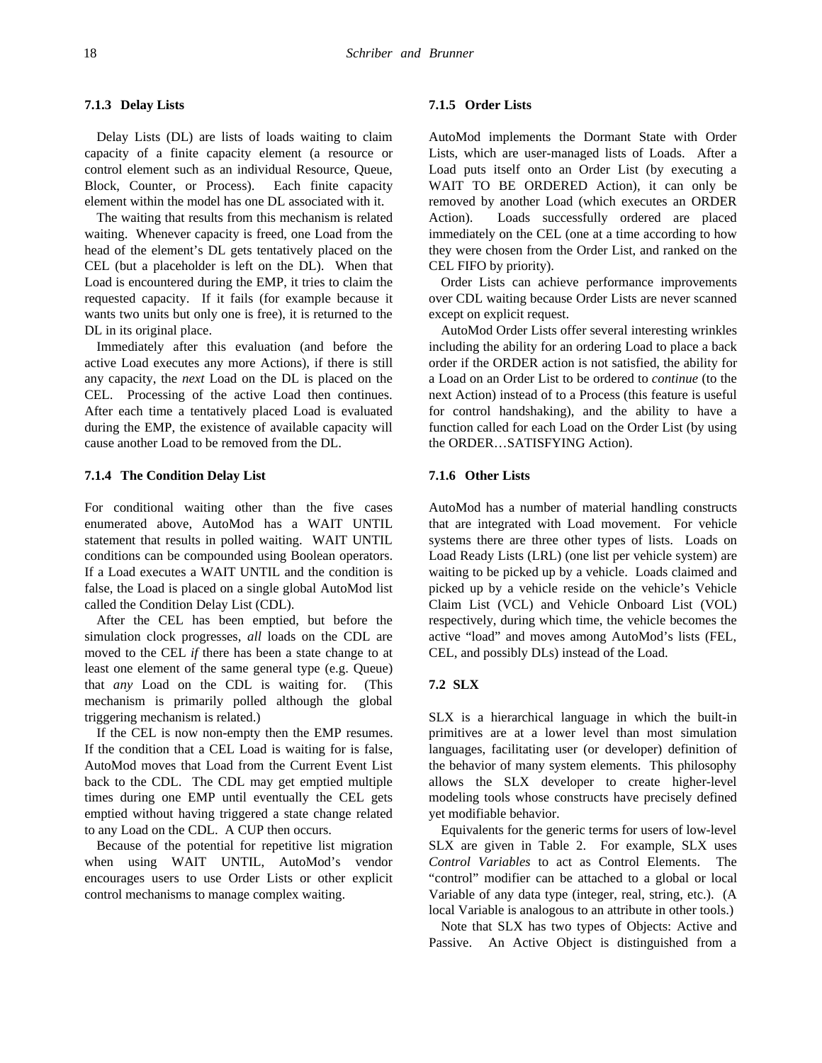### 7.1.3 Delay Lists

Delay Lists (DL) are lists of loads waiting to claim capacity of a finite capacity element (a resource or control element such as an individual Resource, Queue, Block, Counter, or Process). Each finite capacity element within the model has one DL associated with it.

The waiting that results from this mechanism is related waiting. Whenever capacity is freed, one Load from the head of the element's DL gets tentatively placed on the CEL (but a placeholder is left on the DL). When that Load is encountered during the EMP, it tries to claim the requested capacity. If it fails (for example because it wants two units but only one is free), it is returned to the DL in its original place.

Immediately after this evaluation (and before the active Load executes any more Actions), if there is still any capacity, the *next* Load on the DL is placed on the CEL. Processing of the active Load then continues. After each time a tentatively placed Load is evaluated during the EMP, the existence of available capacity will cause another Load to be removed from the DL.

### 7.1.4 The Condition Delay List

For conditional waiting other than the five cases enumerated above, AutoMod has a WAIT UNTIL statement that results in polled waiting. WAIT UNTIL conditions can be compounded using Boolean operators. If a Load executes a WAIT UNTIL and the condition is false, the Load is placed on a single global AutoMod list called the Condition Delay List (CDL).

After the CEL has been emptied, but before the simulation clock progresses, *all* loads on the CDL are moved to the CEL *if* there has been a state change to at least one element of the same general type (e.g. Queue) that *any* Load on the CDL is waiting for. (This mechanism is primarily polled although the global triggering mechanism is related.)

If the CEL is now non-empty then the EMP resumes. If the condition that a CEL Load is waiting for is false, AutoMod moves that Load from the Current Event List back to the CDL. The CDL may get emptied multiple times during one EMP until eventually the CEL gets emptied without having triggered a state change related to any Load on the CDL. A CUP then occurs.

Because of the potential for repetitive list migration when using WAIT UNTIL, AutoMod's vendor encourages users to use Order Lists or other explicit control mechanisms to manage complex waiting.

### 7.1.5 Order Lists

AutoMod implements the Dormant State with Order Lists, which are user-managed lists of Loads. After a Load puts itself onto an Order List (by executing a WAIT TO BE ORDERED Action), it can only be removed by another Load (which executes an ORDER Action). Loads successfully ordered are placed immediately on the CEL (one at a time according to how they were chosen from the Order List, and ranked on the CEL FIFO by priority).

Order Lists can achieve performance improvements over CDL waiting because Order Lists are never scanned except on explicit request.

AutoMod Order Lists offer several interesting wrinkles including the ability for an ordering Load to place a back order if the ORDER action is not satisfied, the ability for a Load on an Order List to be ordered to *continue* (to the next Action) instead of to a Process (this feature is useful for control handshaking), and the ability to have a function called for each Load on the Order List (by using the ORDER…SATISFYING Action).

### 7.1.6 Other Lists

AutoMod has a number of material handling constructs that are integrated with Load movement. For vehicle systems there are three other types of lists. Loads on Load Ready Lists (LRL) (one list per vehicle system) are waiting to be picked up by a vehicle. Loads claimed and picked up by a vehicle reside on the vehicle's Vehicle Claim List (VCL) and Vehicle Onboard List (VOL) respectively, during which time, the vehicle becomes the active "load" and moves among AutoMod's lists (FEL, CEL, and possibly DLs) instead of the Load.

## 7.2 SLX

SLX is a hierarchical language in which the built-in primitives are at a lower level than most simulation languages, facilitating user (or developer) definition of the behavior of many system elements. This philosophy allows the SLX developer to create higher-level modeling tools whose constructs have precisely defined yet modifiable behavior.

Equivalents for the generic terms for users of low-level SLX are given in Table 2. For example, SLX uses *Control Variables* to act as Control Elements. The "control" modifier can be attached to a global or local Variable of any data type (integer, real, string, etc.). (A local Variable is analogous to an attribute in other tools.)

Note that SLX has two types of Objects: Active and Passive. An Active Object is distinguished from a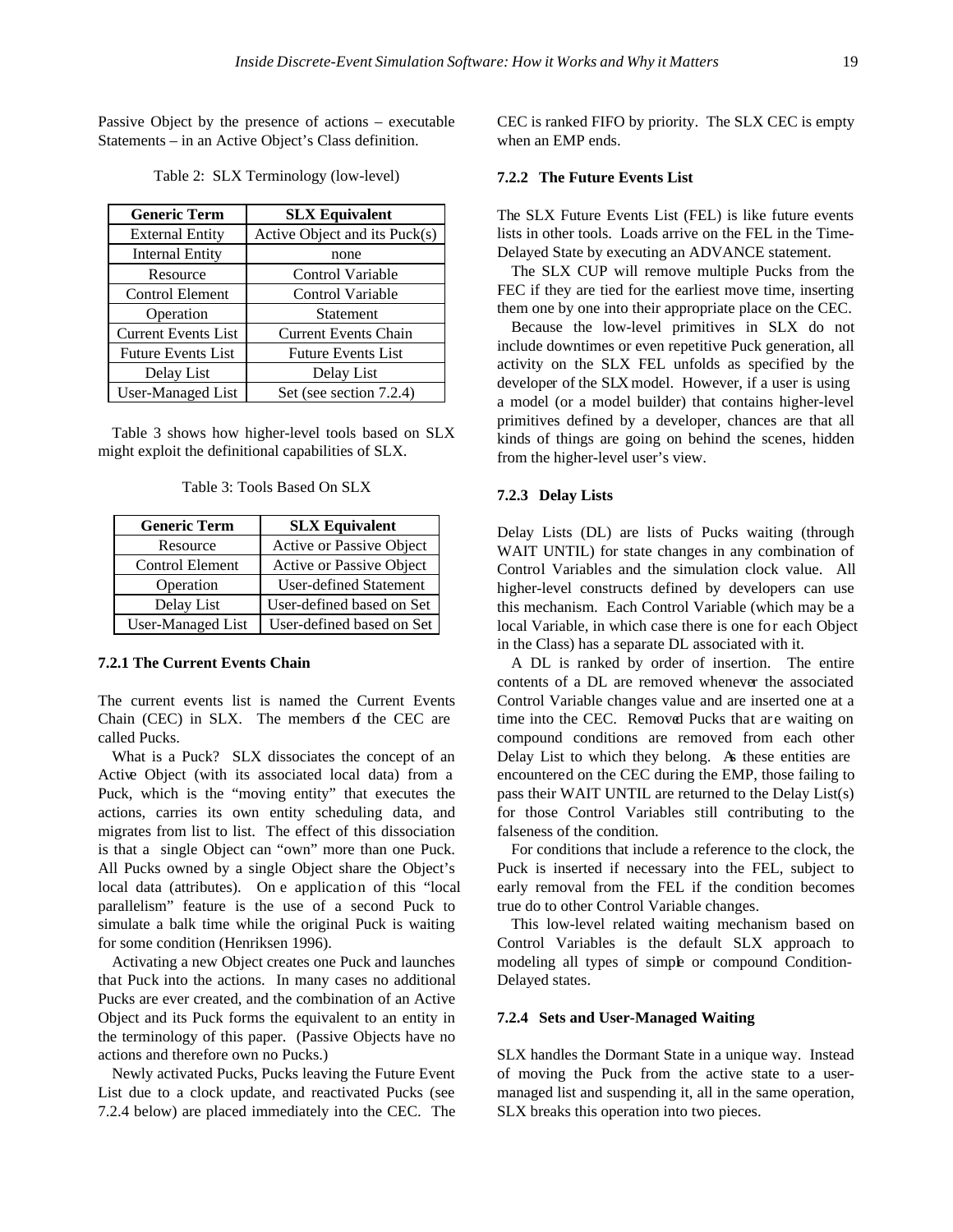Passive Object by the presence of actions – executable Statements – in an Active Object's Class definition.

Table 2: SLX Terminology (low-level)

| Generic Term | SLX Equivalent |
|---|---|
| External Entity | Active Object and its Puck(s) |
| Internal Entity | none |
| Resource | Control Variable |
| Control Element | Control Variable |
| Operation | Statement |
| Current Events List | Current Events Chain |
| Future Events List | Future Events List |
| Delay List | Delay List |
| User-Managed List | Set (see section 7.2.4) |

Table 3 shows how higher-level tools based on SLX might exploit the definitional capabilities of SLX.

Table 3: Tools Based On SLX

| Generic Term | SLX Equivalent |
|---|---|
| Resource | Active or Passive Object |
| Control Element | Active or Passive Object |
| Operation | User-defined Statement |
| Delay List | User-defined based on Set |
| User-Managed List | User-defined based on Set |

#### 7.2.1 The Current Events Chain

The current events list is named the Current Events Chain (CEC) in SLX. The members of the CEC are called Pucks.

What is a Puck? SLX dissociates the concept of an Active Object (with its associated local data) from a Puck, which is the "moving entity" that executes the actions, carries its own entity scheduling data, and migrates from list to list. The effect of this dissociation is that a single Object can "own" more than one Puck. All Pucks owned by a single Object share the Object's local data (attributes). One application of this "local parallelism" feature is the use of a second Puck to simulate a balk time while the original Puck is waiting for some condition (Henriksen 1996).

Activating a new Object creates one Puck and launches that Puck into the actions. In many cases no additional Pucks are ever created, and the combination of an Active Object and its Puck forms the equivalent to an entity in the terminology of this paper. (Passive Objects have no actions and therefore own no Pucks.)

Newly activated Pucks, Pucks leaving the Future Event List due to a clock update, and reactivated Pucks (see 7.2.4 below) are placed immediately into the CEC. The CEC is ranked FIFO by priority. The SLX CEC is empty when an EMP ends.

#### 7.2.2 The Future Events List

The SLX Future Events List (FEL) is like future events lists in other tools. Loads arrive on the FEL in the Time-Delayed State by executing an ADVANCE statement.

The SLX CUP will remove multiple Pucks from the FEC if they are tied for the earliest move time, inserting them one by one into their appropriate place on the CEC.

Because the low-level primitives in SLX do not include downtimes or even repetitive Puck generation, all activity on the SLX FEL unfolds as specified by the developer of the SLX model. However, if a user is using a model (or a model builder) that contains higher-level primitives defined by a developer, chances are that all kinds of things are going on behind the scenes, hidden from the higher-level user's view.

#### 7.2.3 Delay Lists

Delay Lists (DL) are lists of Pucks waiting (through WAIT UNTIL) for state changes in any combination of Control Variables and the simulation clock value. All higher-level constructs defined by developers can use this mechanism. Each Control Variable (which may be a local Variable, in which case there is one for each Object in the Class) has a separate DL associated with it.

A DL is ranked by order of insertion. The entire contents of a DL are removed whenever the associated Control Variable changes value and are inserted one at a time into the CEC. Removed Pucks that are waiting on compound conditions are removed from each other Delay List to which they belong. As these entities are encountered on the CEC during the EMP, those failing to pass their WAIT UNTIL are returned to the Delay List(s) for those Control Variables still contributing to the falseness of the condition.

For conditions that include a reference to the clock, the Puck is inserted if necessary into the FEL, subject to early removal from the FEL if the condition becomes true do to other Control Variable changes.

This low-level related waiting mechanism based on Control Variables is the default SLX approach to modeling all types of simple or compound Condition-Delayed states.

#### 7.2.4 Sets and User-Managed Waiting

SLX handles the Dormant State in a unique way. Instead of moving the Puck from the active state to a user-managed list and suspending it, all in the same operation, SLX breaks this operation into two pieces.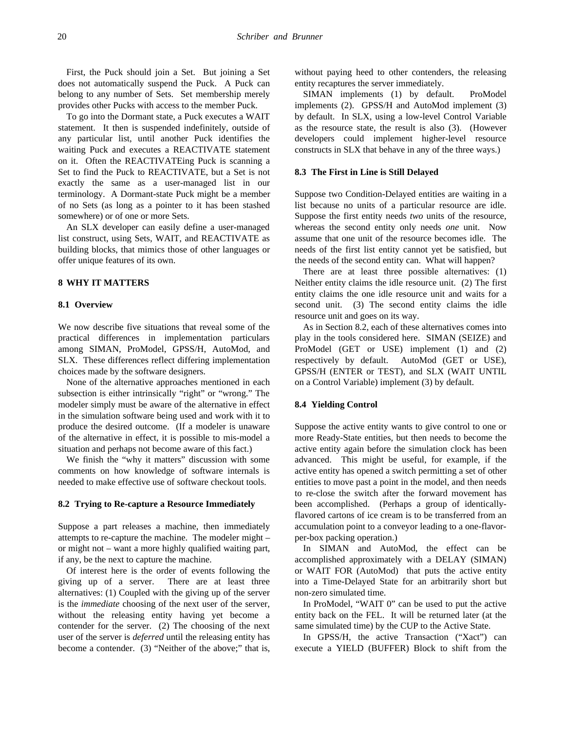First, the Puck should join a Set. But joining a Set does not automatically suspend the Puck. A Puck can belong to any number of Sets. Set membership merely provides other Pucks with access to the member Puck.

To go into the Dormant state, a Puck executes a WAIT statement. It then is suspended indefinitely, outside of any particular list, until another Puck identifies the waiting Puck and executes a REACTIVATE statement on it. Often the REACTIVATEing Puck is scanning a Set to find the Puck to REACTIVATE, but a Set is not exactly the same as a user-managed list in our terminology. A Dormant-state Puck might be a member of no Sets (as long as a pointer to it has been stashed somewhere) or of one or more Sets.

An SLX developer can easily define a user-managed list construct, using Sets, WAIT, and REACTIVATE as building blocks, that mimics those of other languages or offer unique features of its own.

## 8 WHY IT MATTERS

### 8.1 Overview

We now describe five situations that reveal some of the practical differences in implementation particulars among SIMAN, ProModel, GPSS/H, AutoMod, and SLX. These differences reflect differing implementation choices made by the software designers.

None of the alternative approaches mentioned in each subsection is either intrinsically "right" or "wrong." The modeler simply must be aware of the alternative in effect in the simulation software being used and work with it to produce the desired outcome. (If a modeler is unaware of the alternative in effect, it is possible to mis-model a situation and perhaps not become aware of this fact.)

We finish the "why it matters" discussion with some comments on how knowledge of software internals is needed to make effective use of software checkout tools.

### 8.2 Trying to Re-capture a Resource Immediately

Suppose a part releases a machine, then immediately attempts to re-capture the machine. The modeler might – or might not – want a more highly qualified waiting part, if any, be the next to capture the machine.

Of interest here is the order of events following the giving up of a server. There are at least three alternatives: (1) Coupled with the giving up of the server is the *immediate* choosing of the next user of the server, without the releasing entity having yet become a contender for the server. (2) The choosing of the next user of the server is *deferred* until the releasing entity has become a contender. (3) "Neither of the above;" that is, without paying heed to other contenders, the releasing entity recaptures the server immediately.

SIMAN implements (1) by default. ProModel implements (2). GPSS/H and AutoMod implement (3) by default. In SLX, using a low-level Control Variable as the resource state, the result is also (3). (However developers could implement higher-level resource constructs in SLX that behave in any of the three ways.)

### 8.3 The First in Line is Still Delayed

Suppose two Condition-Delayed entities are waiting in a list because no units of a particular resource are idle. Suppose the first entity needs *two* units of the resource, whereas the second entity only needs *one* unit. Now assume that one unit of the resource becomes idle. The needs of the first list entity cannot yet be satisfied, but the needs of the second entity can. What will happen?

There are at least three possible alternatives: (1) Neither entity claims the idle resource unit. (2) The first entity claims the one idle resource unit and waits for a second unit. (3) The second entity claims the idle resource unit and goes on its way.

As in Section 8.2, each of these alternatives comes into play in the tools considered here. SIMAN (SEIZE) and ProModel (GET or USE) implement (1) and (2) respectively by default. AutoMod (GET or USE), GPSS/H (ENTER or TEST), and SLX (WAIT UNTIL on a Control Variable) implement (3) by default.

### 8.4 Yielding Control

Suppose the active entity wants to give control to one or more Ready-State entities, but then needs to become the active entity again before the simulation clock has been advanced. This might be useful, for example, if the active entity has opened a switch permitting a set of other entities to move past a point in the model, and then needs to re-close the switch after the forward movement has been accomplished. (Perhaps a group of identically-flavored cartons of ice cream is to be transferred from an accumulation point to a conveyor leading to a one-flavor-per-box packing operation.)

In SIMAN and AutoMod, the effect can be accomplished approximately with a DELAY (SIMAN) or WAIT FOR (AutoMod) that puts the active entity into a Time-Delayed State for an arbitrarily short but non-zero simulated time.

In ProModel, "WAIT 0" can be used to put the active entity back on the FEL. It will be returned later (at the same simulated time) by the CUP to the Active State.

In GPSS/H, the active Transaction ("Xact") can execute a YIELD (BUFFER) Block to shift from the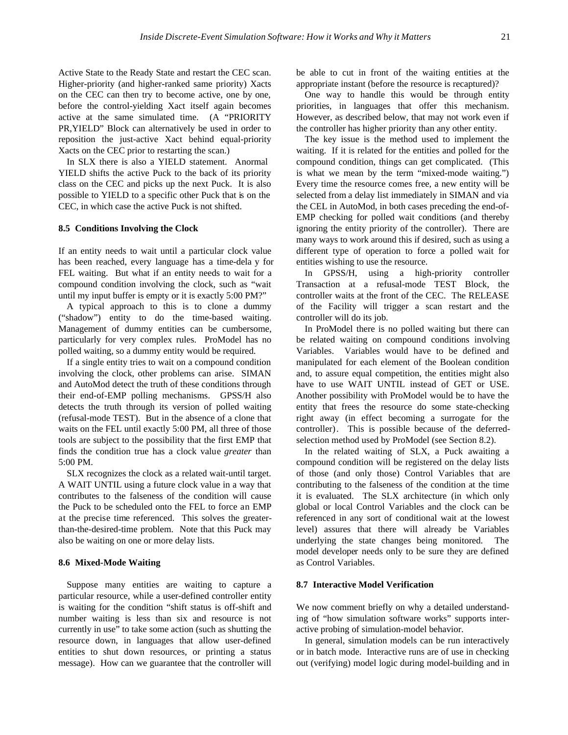Active State to the Ready State and restart the CEC scan. Higher-priority (and higher-ranked same priority) Xacts on the CEC can then try to become active, one by one, before the control-yielding Xact itself again becomes active at the same simulated time. (A "PRIORITY PR,YIELD" Block can alternatively be used in order to reposition the just-active Xact behind equal-priority Xacts on the CEC prior to restarting the scan.)

In SLX there is also a YIELD statement. Anormal YIELD shifts the active Puck to the back of its priority class on the CEC and picks up the next Puck. It is also possible to YIELD to a specific other Puck that is on the CEC, in which case the active Puck is not shifted.

### 8.5 Conditions Involving the Clock

If an entity needs to wait until a particular clock value has been reached, every language has a time-dela y for FEL waiting. But what if an entity needs to wait for a compound condition involving the clock, such as "wait until my input buffer is empty or it is exactly 5:00 PM?"

A typical approach to this is to clone a dummy ("shadow") entity to do the time-based waiting. Management of dummy entities can be cumbersome, particularly for very complex rules. ProModel has no polled waiting, so a dummy entity would be required.

If a single entity tries to wait on a compound condition involving the clock, other problems can arise. SIMAN and AutoMod detect the truth of these conditions through their end-of-EMP polling mechanisms. GPSS/H also detects the truth through its version of polled waiting (refusal-mode TEST). But in the absence of a clone that waits on the FEL until exactly 5:00 PM, all three of those tools are subject to the possibility that the first EMP that finds the condition true has a clock value *greater* than 5:00 PM.

SLX recognizes the clock as a related wait-until target. A WAIT UNTIL using a future clock value in a way that contributes to the falseness of the condition will cause the Puck to be scheduled onto the FEL to force an EMP at the precise time referenced. This solves the greater-than-the-desired-time problem. Note that this Puck may also be waiting on one or more delay lists.

### 8.6 Mixed-Mode Waiting

Suppose many entities are waiting to capture a particular resource, while a user-defined controller entity is waiting for the condition "shift status is off-shift and number waiting is less than six and resource is not currently in use" to take some action (such as shutting the resource down, in languages that allow user-defined entities to shut down resources, or printing a status message). How can we guarantee that the controller will be able to cut in front of the waiting entities at the appropriate instant (before the resource is recaptured)?

One way to handle this would be through entity priorities, in languages that offer this mechanism. However, as described below, that may not work even if the controller has higher priority than any other entity.

The key issue is the method used to implement the waiting. If it is related for the entities and polled for the compound condition, things can get complicated. (This is what we mean by the term "mixed-mode waiting.") Every time the resource comes free, a new entity will be selected from a delay list immediately in SIMAN and via the CEL in AutoMod, in both cases preceding the end-of-EMP checking for polled wait conditions (and thereby ignoring the entity priority of the controller). There are many ways to work around this if desired, such as using a different type of operation to force a polled wait for entities wishing to use the resource.

In GPSS/H, using a high-priority controller Transaction at a refusal-mode TEST Block, the controller waits at the front of the CEC. The RELEASE of the Facility will trigger a scan restart and the controller will do its job.

In ProModel there is no polled waiting but there can be related waiting on compound conditions involving Variables. Variables would have to be defined and manipulated for each element of the Boolean condition and, to assure equal competition, the entities might also have to use WAIT UNTIL instead of GET or USE. Another possibility with ProModel would be to have the entity that frees the resource do some state-checking right away (in effect becoming a surrogate for the controller). This is possible because of the deferred-selection method used by ProModel (see Section 8.2).

In the related waiting of SLX, a Puck awaiting a compound condition will be registered on the delay lists of those (and only those) Control Variables that are contributing to the falseness of the condition at the time it is evaluated. The SLX architecture (in which only global or local Control Variables and the clock can be referenced in any sort of conditional wait at the lowest level) assures that there will already be Variables underlying the state changes being monitored. The model developer needs only to be sure they are defined as Control Variables.

### 8.7 Interactive Model Verification

We now comment briefly on why a detailed understanding of "how simulation software works" supports interactive probing of simulation-model behavior.

In general, simulation models can be run interactively or in batch mode. Interactive runs are of use in checking out (verifying) model logic during model-building and in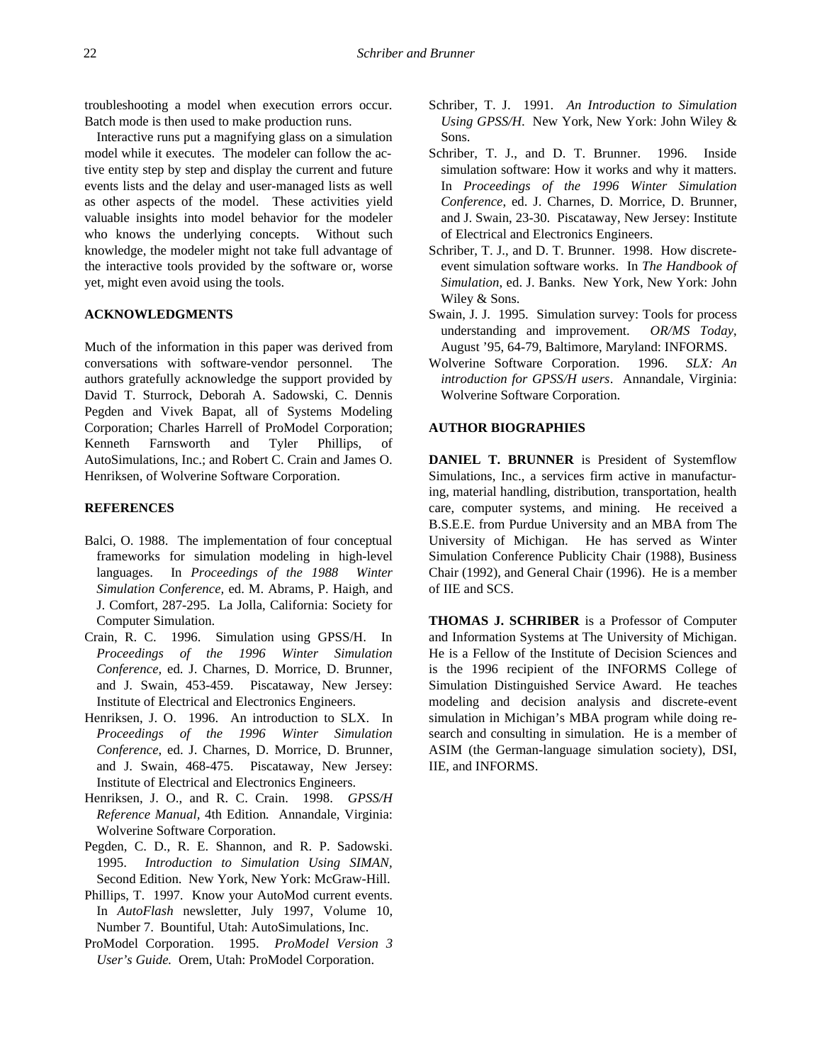troubleshooting a model when execution errors occur. Batch mode is then used to make production runs.

Interactive runs put a magnifying glass on a simulation model while it executes. The modeler can follow the active entity step by step and display the current and future events lists and the delay and user-managed lists as well as other aspects of the model. These activities yield valuable insights into model behavior for the modeler who knows the underlying concepts. Without such knowledge, the modeler might not take full advantage of the interactive tools provided by the software or, worse yet, might even avoid using the tools.

## ACKNOWLEDGMENTS

Much of the information in this paper was derived from conversations with software-vendor personnel. The authors gratefully acknowledge the support provided by David T. Sturrock, Deborah A. Sadowski, C. Dennis Pegden and Vivek Bapat, all of Systems Modeling Corporation; Charles Harrell of ProModel Corporation; Kenneth Farnsworth and Tyler Phillips, of AutoSimulations, Inc.; and Robert C. Crain and James O. Henriksen, of Wolverine Software Corporation.

## REFERENCES

Balci, O. 1988. The implementation of four conceptual frameworks for simulation modeling in high-level languages. In *Proceedings of the 1988 Winter Simulation Conference,* ed. M. Abrams, P. Haigh, and J. Comfort, 287-295. La Jolla, California: Society for Computer Simulation.

Crain, R. C. 1996. Simulation using GPSS/H. In *Proceedings of the 1996 Winter Simulation Conference,* ed. J. Charnes, D. Morrice, D. Brunner, and J. Swain, 453-459. Piscataway, New Jersey: Institute of Electrical and Electronics Engineers.

Henriksen, J. O. 1996. An introduction to SLX. In *Proceedings of the 1996 Winter Simulation Conference,* ed. J. Charnes, D. Morrice, D. Brunner, and J. Swain, 468-475. Piscataway, New Jersey: Institute of Electrical and Electronics Engineers.

Henriksen, J. O., and R. C. Crain. 1998. *GPSS/H Reference Manual,* 4th Edition*.* Annandale, Virginia: Wolverine Software Corporation.

Pegden, C. D., R. E. Shannon, and R. P. Sadowski. 1995. *Introduction to Simulation Using SIMAN,* Second Edition. New York, New York: McGraw-Hill.

Phillips, T. 1997. Know your AutoMod current events. In *AutoFlash* newsletter, July 1997, Volume 10, Number 7. Bountiful, Utah: AutoSimulations, Inc.

ProModel Corporation. 1995. *ProModel Version 3 User's Guide.* Orem, Utah: ProModel Corporation.

Schriber, T. J. 1991. *An Introduction to Simulation Using GPSS/H*. New York, New York: John Wiley & Sons.

Schriber, T. J., and D. T. Brunner. 1996. Inside simulation software: How it works and why it matters. In *Proceedings of the 1996 Winter Simulation Conference,* ed. J. Charnes, D. Morrice, D. Brunner, and J. Swain, 23-30. Piscataway, New Jersey: Institute of Electrical and Electronics Engineers.

Schriber, T. J., and D. T. Brunner. 1998. How discrete-event simulation software works. In *The Handbook of Simulation,* ed. J. Banks. New York, New York: John Wiley & Sons.

Swain, J. J. 1995. Simulation survey: Tools for process understanding and improvement. *OR/MS Today*, August '95, 64-79, Baltimore, Maryland: INFORMS.

Wolverine Software Corporation. 1996. *SLX: An introduction for GPSS/H users*. Annandale, Virginia: Wolverine Software Corporation.

## AUTHOR BIOGRAPHIES

**DANIEL T. BRUNNER** is President of Systemflow Simulations, Inc., a services firm active in manufacturing, material handling, distribution, transportation, health care, computer systems, and mining. He received a B.S.E.E. from Purdue University and an MBA from The University of Michigan. He has served as Winter Simulation Conference Publicity Chair (1988), Business Chair (1992), and General Chair (1996). He is a member of IIE and SCS.

**THOMAS J. SCHRIBER** is a Professor of Computer and Information Systems at The University of Michigan. He is a Fellow of the Institute of Decision Sciences and is the 1996 recipient of the INFORMS College of Simulation Distinguished Service Award. He teaches modeling and decision analysis and discrete-event simulation in Michigan's MBA program while doing research and consulting in simulation. He is a member of ASIM (the German-language simulation society), DSI, IIE, and INFORMS.